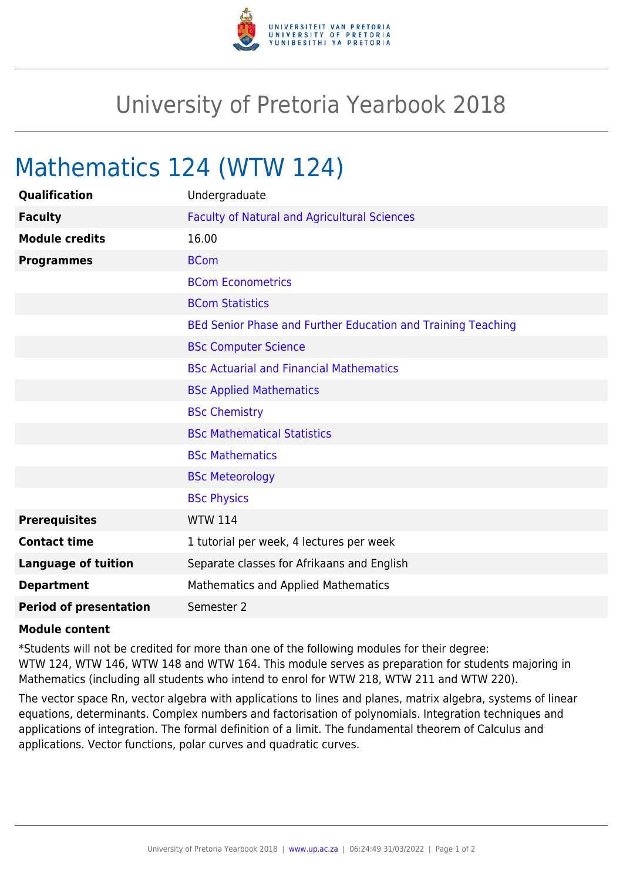# University of Pretoria Yearbook 2018

## Mathematics 124 (WTW 124)

| | |
|---|---|
| **Qualification** | Undergraduate |
| **Faculty** | Faculty of Natural and Agricultural Sciences |
| **Module credits** | 16.00 |
| **Programmes** | BCom |
| | BCom Econometrics |
| | BCom Statistics |
| | BEd Senior Phase and Further Education and Training Teaching |
| | BSc Computer Science |
| | BSc Actuarial and Financial Mathematics |
| | BSc Applied Mathematics |
| | BSc Chemistry |
| | BSc Mathematical Statistics |
| | BSc Mathematics |
| | BSc Meteorology |
| | BSc Physics |
| **Prerequisites** | WTW 114 |
| **Contact time** | 1 tutorial per week, 4 lectures per week |
| **Language of tuition** | Separate classes for Afrikaans and English |
| **Department** | Mathematics and Applied Mathematics |
| **Period of presentation** | Semester 2 |

**Module content**

*Students will not be credited for more than one of the following modules for their degree: WTW 124, WTW 146, WTW 148 and WTW 164. This module serves as preparation for students majoring in Mathematics (including all students who intend to enrol for WTW 218, WTW 211 and WTW 220).

The vector space Rn, vector algebra with applications to lines and planes, matrix algebra, systems of linear equations, determinants. Complex numbers and factorisation of polynomials. Integration techniques and applications of integration. The formal definition of a limit. The fundamental theorem of Calculus and applications. Vector functions, polar curves and quadratic curves.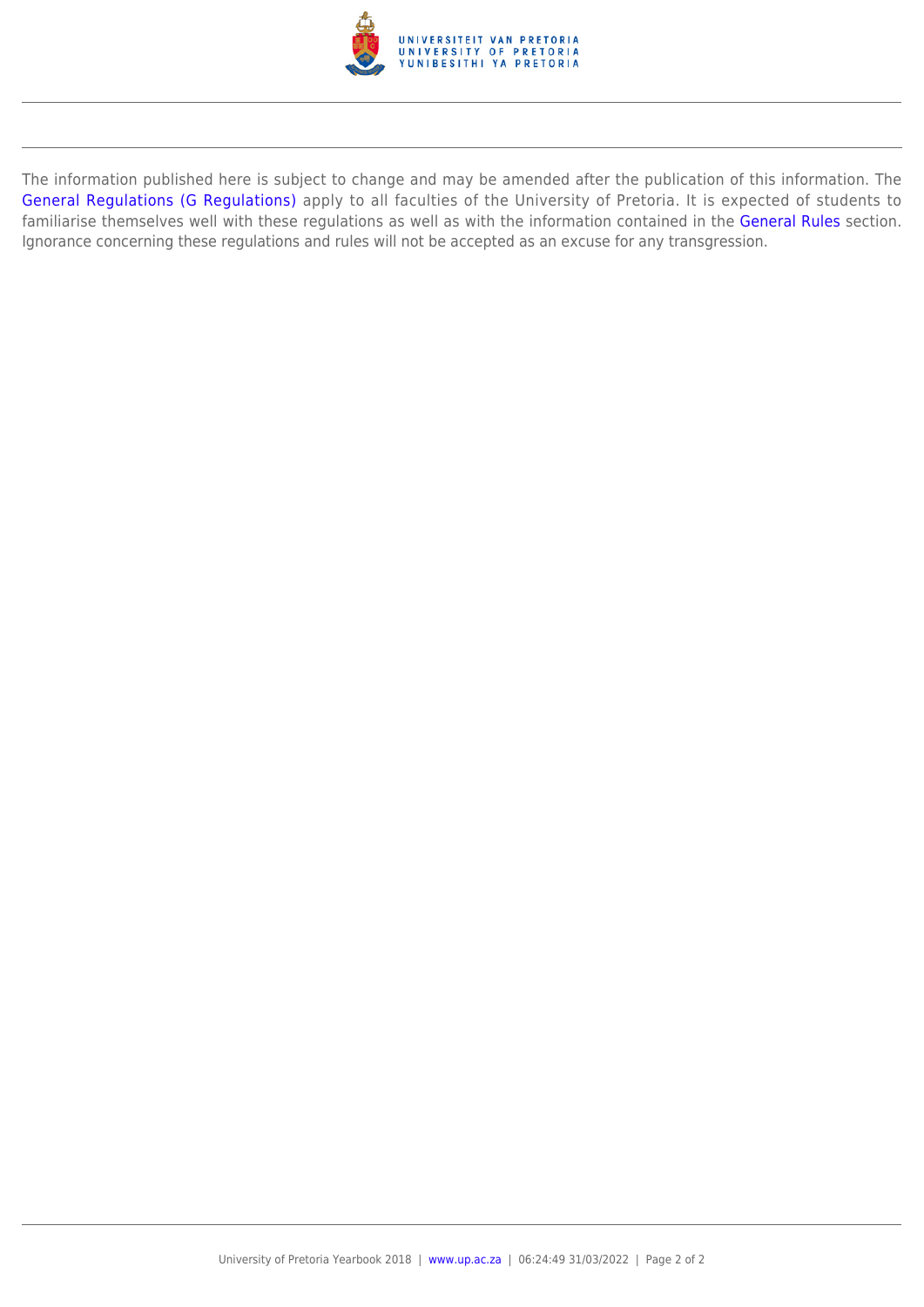The information published here is subject to change and may be amended after the publication of this information. The General Regulations (G Regulations) apply to all faculties of the University of Pretoria. It is expected of students to familiarise themselves well with these regulations as well as with the information contained in the General Rules section. Ignorance concerning these regulations and rules will not be accepted as an excuse for any transgression.